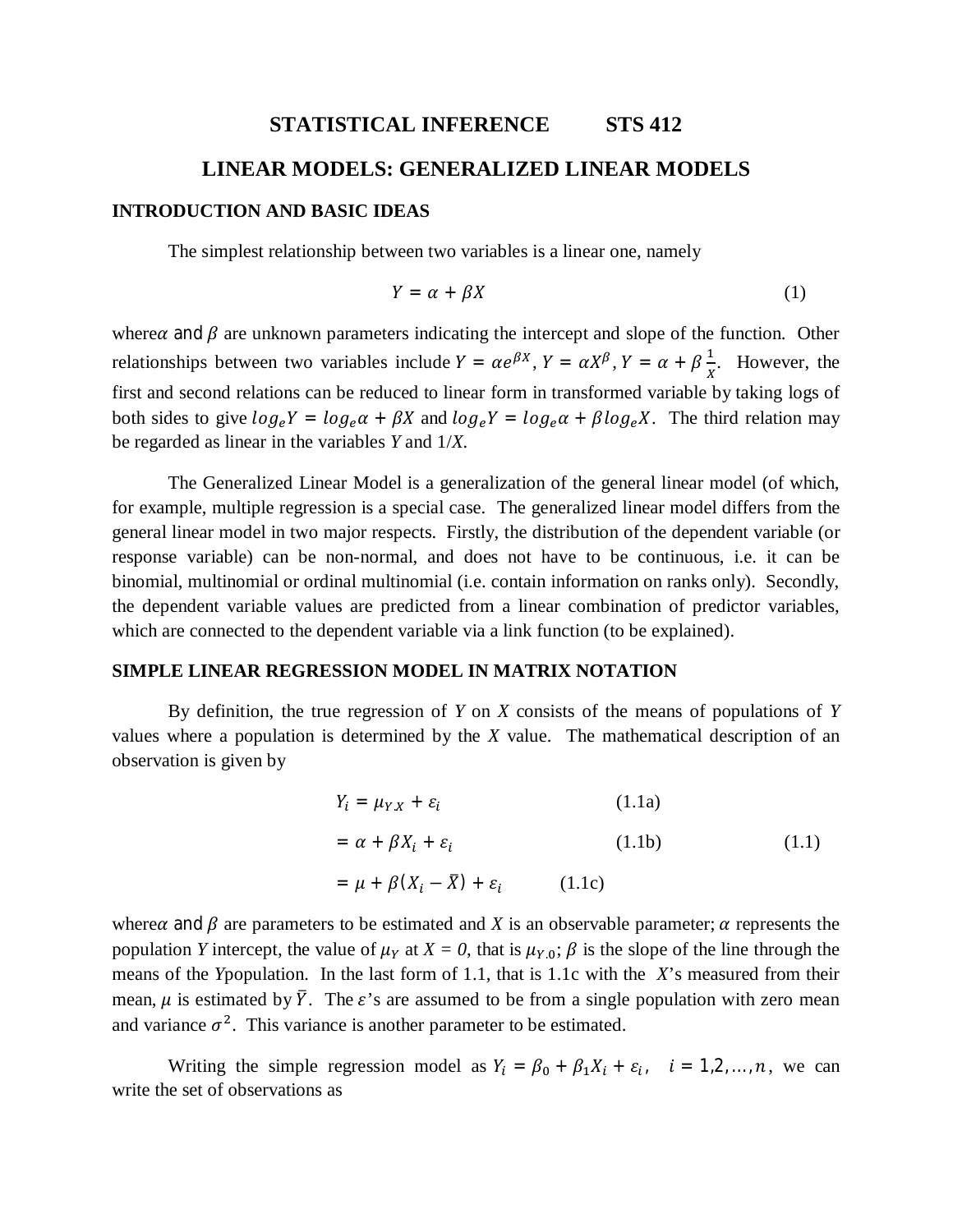# STATISTICAL INFERENCE STS 412

## LINEAR MODELS: GENERALIZED LINEAR MODELS

### INTRODUCTION AND BASIC IDEAS

The simplest relationship between two variables is a linear one, namely

$$Y = \alpha + \beta X \tag{1}$$

where $\alpha$ and $\beta$ are unknown parameters indicating the intercept and slope of the function. Other relationships between two variables include $Y = \alpha e^{\beta X}$, $Y = \alpha X^{\beta}$, $Y = \alpha + \beta \frac{1}{X}$. However, the first and second relations can be reduced to linear form in transformed variable by taking logs of both sides to give $log_e Y = log_e \alpha + \beta X$ and $log_e Y = log_e \alpha + \beta log_e X$. The third relation may be regarded as linear in the variables *Y* and 1/*X*.

The Generalized Linear Model is a generalization of the general linear model (of which, for example, multiple regression is a special case. The generalized linear model differs from the general linear model in two major respects. Firstly, the distribution of the dependent variable (or response variable) can be non-normal, and does not have to be continuous, i.e. it can be binomial, multinomial or ordinal multinomial (i.e. contain information on ranks only). Secondly, the dependent variable values are predicted from a linear combination of predictor variables, which are connected to the dependent variable via a link function (to be explained).

### SIMPLE LINEAR REGRESSION MODEL IN MATRIX NOTATION

By definition, the true regression of *Y* on *X* consists of the means of populations of *Y* values where a population is determined by the *X* value. The mathematical description of an observation is given by

$$
\begin{aligned}
Y_i &= \mu_{Y.X} + \varepsilon_i && \text{(1.1a)} \\
&= \alpha + \beta X_i + \varepsilon_i && \text{(1.1b)} \\
&= \mu + \beta(X_i - \bar{X}) + \varepsilon_i && \text{(1.1c)}
\end{aligned}
\tag{1.1}
$$

where $\alpha$ and $\beta$ are parameters to be estimated and *X* is an observable parameter; $\alpha$ represents the population *Y* intercept, the value of $\mu_Y$ at *X = 0*, that is $\mu_{Y.0}$; $\beta$ is the slope of the line through the means of the *Y* population. In the last form of 1.1, that is 1.1c with the *X*'s measured from their mean, $\mu$ is estimated by $\bar{Y}$. The $\varepsilon$'s are assumed to be from a single population with zero mean and variance $\sigma^2$. This variance is another parameter to be estimated.

Writing the simple regression model as $Y_i = \beta_0 + \beta_1 X_i + \varepsilon_i, \quad i = 1,2,\ldots,n$, we can write the set of observations as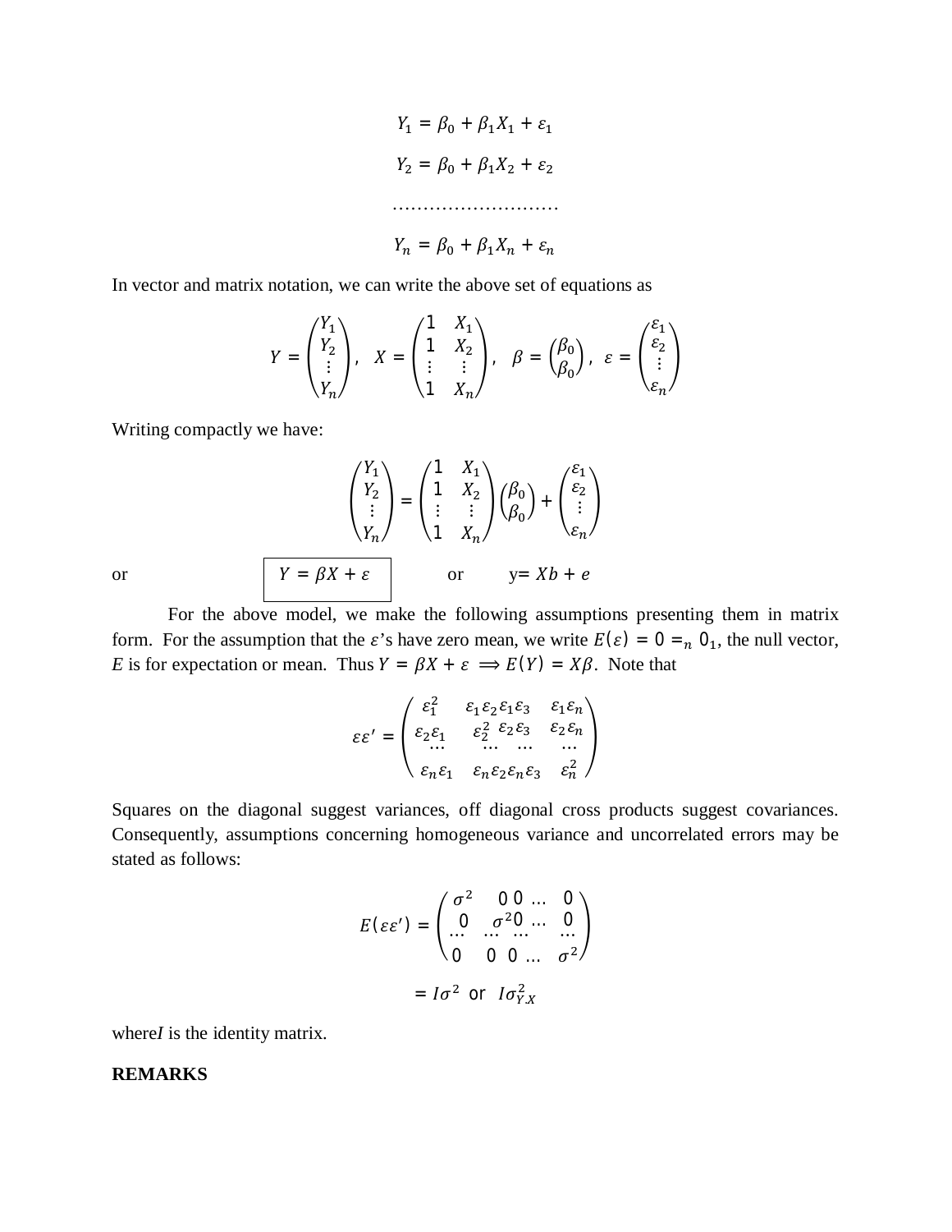$$Y_1 = \beta_0 + \beta_1 X_1 + \varepsilon_1$$

$$Y_2 = \beta_0 + \beta_1 X_2 + \varepsilon_2$$

$$\ldots\ldots\ldots\ldots\ldots\ldots\ldots\ldots\ldots$$

$$Y_n = \beta_0 + \beta_1 X_n + \varepsilon_n$$

In vector and matrix notation, we can write the above set of equations as

$$Y = \begin{pmatrix} Y_1 \\ Y_2 \\ \vdots \\ Y_n \end{pmatrix}, \quad X = \begin{pmatrix} 1 & X_1 \\ 1 & X_2 \\ \vdots & \vdots \\ 1 & X_n \end{pmatrix}, \quad \beta = \begin{pmatrix} \beta_0 \\ \beta_0 \end{pmatrix}, \quad \varepsilon = \begin{pmatrix} \varepsilon_1 \\ \varepsilon_2 \\ \vdots \\ \varepsilon_n \end{pmatrix}$$

Writing compactly we have:

$$\begin{pmatrix} Y_1 \\ Y_2 \\ \vdots \\ Y_n \end{pmatrix} = \begin{pmatrix} 1 & X_1 \\ 1 & X_2 \\ \vdots & \vdots \\ 1 & X_n \end{pmatrix} \begin{pmatrix} \beta_0 \\ \beta_0 \end{pmatrix} + \begin{pmatrix} \varepsilon_1 \\ \varepsilon_2 \\ \vdots \\ \varepsilon_n \end{pmatrix}$$

or $\boxed{Y = \beta X + \varepsilon}$ or $y = Xb + e$

For the above model, we make the following assumptions presenting them in matrix form. For the assumption that the $\varepsilon$'s have zero mean, we write $E(\varepsilon) = 0 = {}_n0_1$, the null vector, *E* is for expectation or mean. Thus $Y = \beta X + \varepsilon \implies E(Y) = X\beta$. Note that

$$\varepsilon\varepsilon' = \begin{pmatrix} \varepsilon_1^2 & \varepsilon_1\varepsilon_2 \varepsilon_1\varepsilon_3 & \varepsilon_1\varepsilon_n \\ \varepsilon_2\varepsilon_1 & \varepsilon_2^2 \ \varepsilon_2\varepsilon_3 & \varepsilon_2\varepsilon_n \\ \cdots & \cdots \ \cdots & \cdots \\ \varepsilon_n\varepsilon_1 & \varepsilon_n\varepsilon_2\varepsilon_n\varepsilon_3 & \varepsilon_n^2 \end{pmatrix}$$

Squares on the diagonal suggest variances, off diagonal cross products suggest covariances. Consequently, assumptions concerning homogeneous variance and uncorrelated errors may be stated as follows:

$$E(\varepsilon\varepsilon') = \begin{pmatrix} \sigma^2 & 0 \ 0 \ \ldots & 0 \\ 0 & \sigma^2 0 \ \ldots & 0 \\ \cdots & \cdots \ \cdots & \cdots \\ 0 & 0 \ \ 0 \ \ldots & \sigma^2 \end{pmatrix}$$

$$= I\sigma^2 \text{ or } I\sigma_{Y.X}^2$$

where *I* is the identity matrix.

**REMARKS**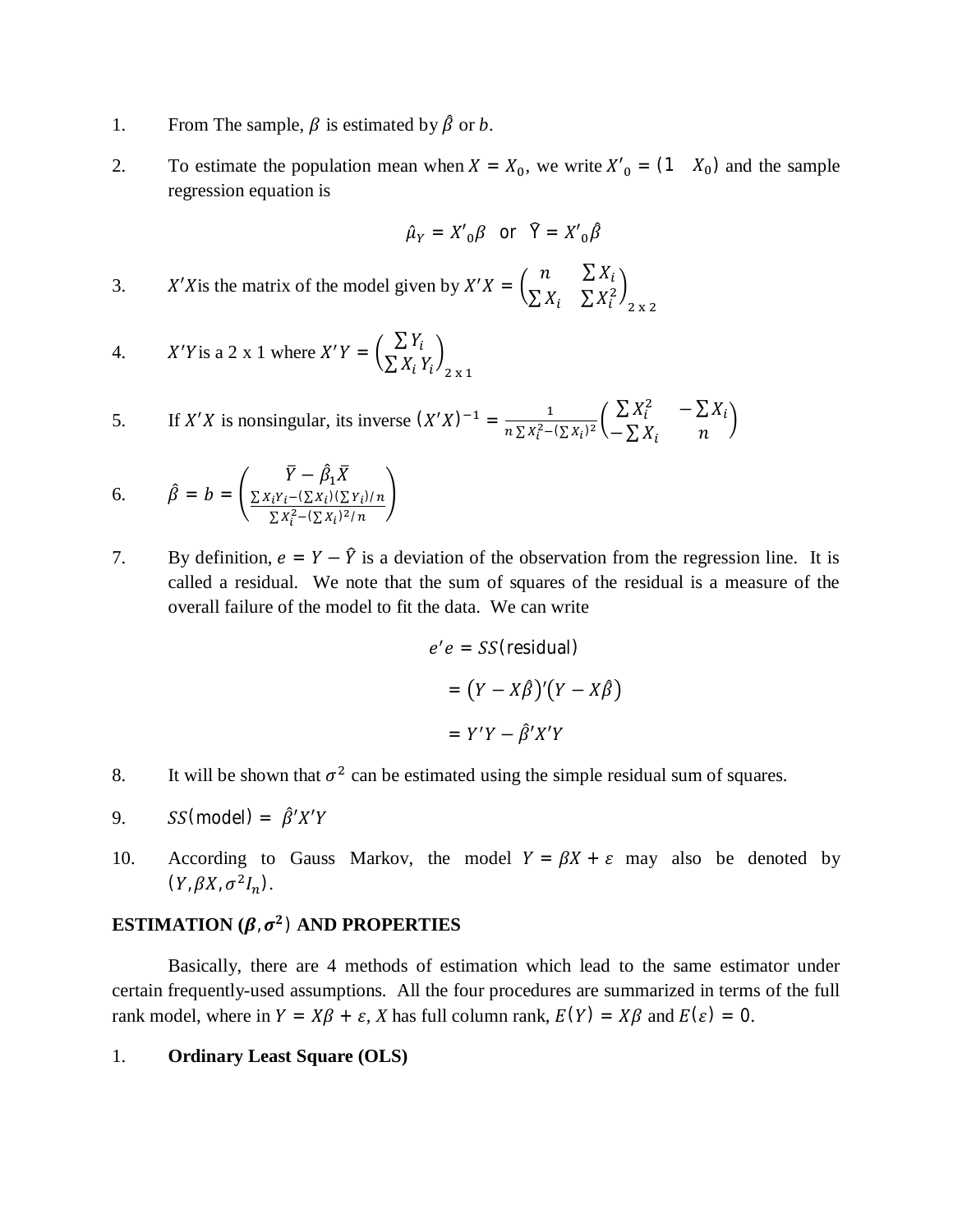1. From The sample, $\beta$ is estimated by $\hat{\beta}$ or $b$.

2. To estimate the population mean when $X = X_0$, we write $X'_0 = (1 \quad X_0)$ and the sample regression equation is

$$\hat{\mu}_Y = X'_0\beta \quad \text{or} \quad \hat{Y} = X'_0\hat{\beta}$$

3. $X'X$is the matrix of the model given by $X'X = \begin{pmatrix} n & \sum X_i \\ \sum X_i & \sum X_i^2 \end{pmatrix}_{2 \times 2}$

4. $X'Y$is a 2 x 1 where $X'Y = \begin{pmatrix} \sum Y_i \\ \sum X_i Y_i \end{pmatrix}_{2 \times 1}$

5. If $X'X$ is nonsingular, its inverse $(X'X)^{-1} = \frac{1}{n\sum X_i^2 - (\sum X_i)^2}\begin{pmatrix} \sum X_i^2 & -\sum X_i \\ -\sum X_i & n \end{pmatrix}$

6. $\hat{\beta} = b = \begin{pmatrix} \bar{Y} - \hat{\beta}_1\bar{X} \\ \frac{\sum X_i Y_i - (\sum X_i)(\sum Y_i)/n}{\sum X_i^2 - (\sum X_i)^2/n} \end{pmatrix}$

7. By definition, $e = Y - \hat{Y}$ is a deviation of the observation from the regression line. It is called a residual. We note that the sum of squares of the residual is a measure of the overall failure of the model to fit the data. We can write

$$\begin{aligned} e'e &= SS(\text{residual}) \\ &= (Y - X\hat{\beta})'(Y - X\hat{\beta}) \\ &= Y'Y - \hat{\beta}'X'Y \end{aligned}$$

8. It will be shown that $\sigma^2$ can be estimated using the simple residual sum of squares.

9. $SS(\text{model}) = \hat{\beta}'X'Y$

10. According to Gauss Markov, the model $Y = \beta X + \varepsilon$ may also be denoted by $(Y, \beta X, \sigma^2 I_n)$.

**ESTIMATION $(\boldsymbol{\beta}, \boldsymbol{\sigma^2})$ AND PROPERTIES**

Basically, there are 4 methods of estimation which lead to the same estimator under certain frequently-used assumptions. All the four procedures are summarized in terms of the full rank model, where in $Y = X\beta + \varepsilon$, $X$ has full column rank, $E(Y) = X\beta$ and $E(\varepsilon) = 0$.

1. **Ordinary Least Square (OLS)**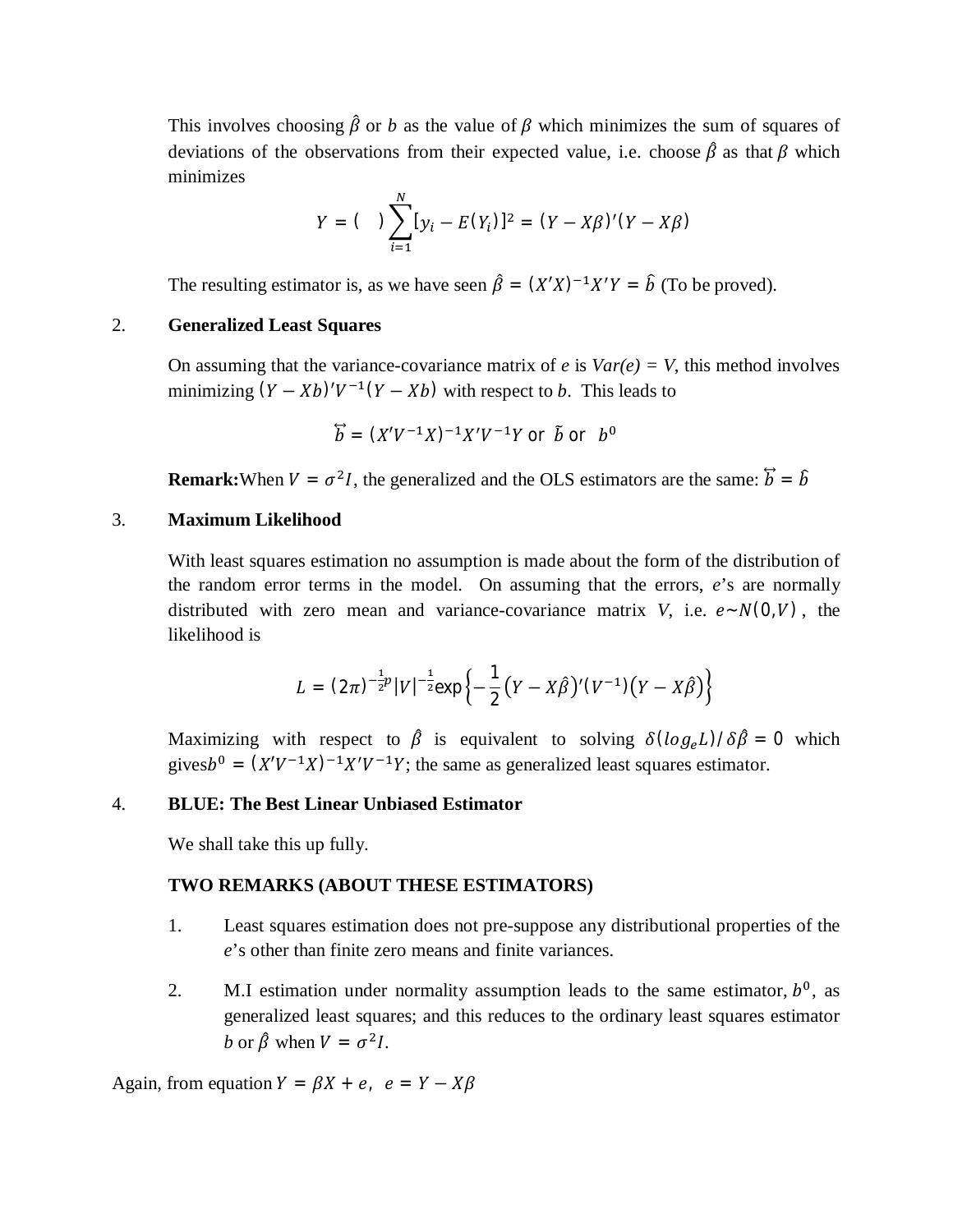This involves choosing $\hat{\beta}$ or $b$ as the value of $\beta$ which minimizes the sum of squares of deviations of the observations from their expected value, i.e. choose $\hat{\beta}$ as that $\beta$ which minimizes

$$Y = (\quad) \sum_{i=1}^{N} [y_i - E(Y_i)]^2 = (Y - X\beta)'(Y - X\beta)$$

The resulting estimator is, as we have seen $\hat{\beta} = (X'X)^{-1}X'Y = \hat{b}$ (To be proved).

2. **Generalized Least Squares**

   On assuming that the variance-covariance matrix of $e$ is $Var(e) = V$, this method involves minimizing $(Y - Xb)'V^{-1}(Y - Xb)$ with respect to $b$. This leads to

   $$\overleftrightarrow{b} = (X'V^{-1}X)^{-1}X'V^{-1}Y \text{ or } \tilde{b} \text{ or } b^0$$

   **Remark:** When $V = \sigma^2 I$, the generalized and the OLS estimators are the same: $\overleftrightarrow{b} = \hat{b}$

3. **Maximum Likelihood**

   With least squares estimation no assumption is made about the form of the distribution of the random error terms in the model. On assuming that the errors, $e$'s are normally distributed with zero mean and variance-covariance matrix $V$, i.e. $e \sim N(0, V)$, the likelihood is

   $$L = (2\pi)^{-\frac{1}{2}p}|V|^{-\frac{1}{2}}\exp\left\{-\frac{1}{2}(Y - X\hat{\beta})'(V^{-1})(Y - X\hat{\beta})\right\}$$

   Maximizing with respect to $\hat{\beta}$ is equivalent to solving $\delta(log_e L)/\delta\hat{\beta} = 0$ which gives $b^0 = (X'V^{-1}X)^{-1}X'V^{-1}Y$; the same as generalized least squares estimator.

4. **BLUE: The Best Linear Unbiased Estimator**

   We shall take this up fully.

   **TWO REMARKS (ABOUT THESE ESTIMATORS)**

   1. Least squares estimation does not pre-suppose any distributional properties of the $e$'s other than finite zero means and finite variances.

   2. M.I estimation under normality assumption leads to the same estimator, $b^0$, as generalized least squares; and this reduces to the ordinary least squares estimator $b$ or $\hat{\beta}$ when $V = \sigma^2 I$.

Again, from equation $Y = \beta X + e, \;\; e = Y - X\beta$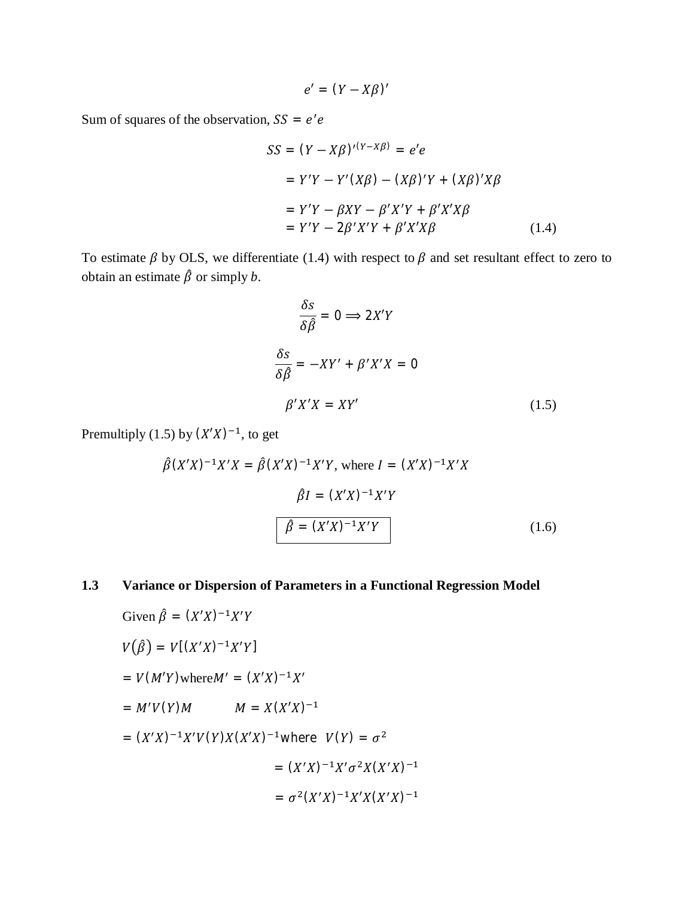$$e' = (Y - X\beta)'$$

Sum of squares of the observation, $SS = e'e$

$$SS = (Y - X\beta)'^{(Y - X\beta)} = e'e$$

$$= Y'Y - Y'(X\beta) - (X\beta)'Y + (X\beta)'X\beta$$

$$= Y'Y - \beta XY - \beta'X'Y + \beta'X'X\beta$$

$$= Y'Y - 2\beta'X'Y + \beta'X'X\beta \qquad (1.4)$$

To estimate $\beta$ by OLS, we differentiate (1.4) with respect to $\beta$ and set resultant effect to zero to obtain an estimate $\hat{\beta}$ or simply *b*.

$$\frac{\delta s}{\delta \hat{\beta}} = 0 \Longrightarrow 2X'Y$$

$$\frac{\delta s}{\delta \hat{\beta}} = -XY' + \beta'X'X = 0$$

$$\beta'X'X = XY' \qquad (1.5)$$

Premultiply (1.5) by $(X'X)^{-1}$, to get

$$\hat{\beta}(X'X)^{-1}X'X = \hat{\beta}(X'X)^{-1}X'Y, \text{ where } I = (X'X)^{-1}X'X$$

$$\hat{\beta}I = (X'X)^{-1}X'Y$$

$$\boxed{\hat{\beta} = (X'X)^{-1}X'Y} \qquad (1.6)$$

## 1.3 Variance or Dispersion of Parameters in a Functional Regression Model

Given $\hat{\beta} = (X'X)^{-1}X'Y$

$V(\hat{\beta}) = V[(X'X)^{-1}X'Y]$

$= V(M'Y)$ where $M' = (X'X)^{-1}X'$

$= M'V(Y)M \qquad M = X(X'X)^{-1}$

$= (X'X)^{-1}X'V(Y)X(X'X)^{-1}$ where $V(Y) = \sigma^2$

$$= (X'X)^{-1}X'\sigma^2X(X'X)^{-1}$$

$$= \sigma^2(X'X)^{-1}X'X(X'X)^{-1}$$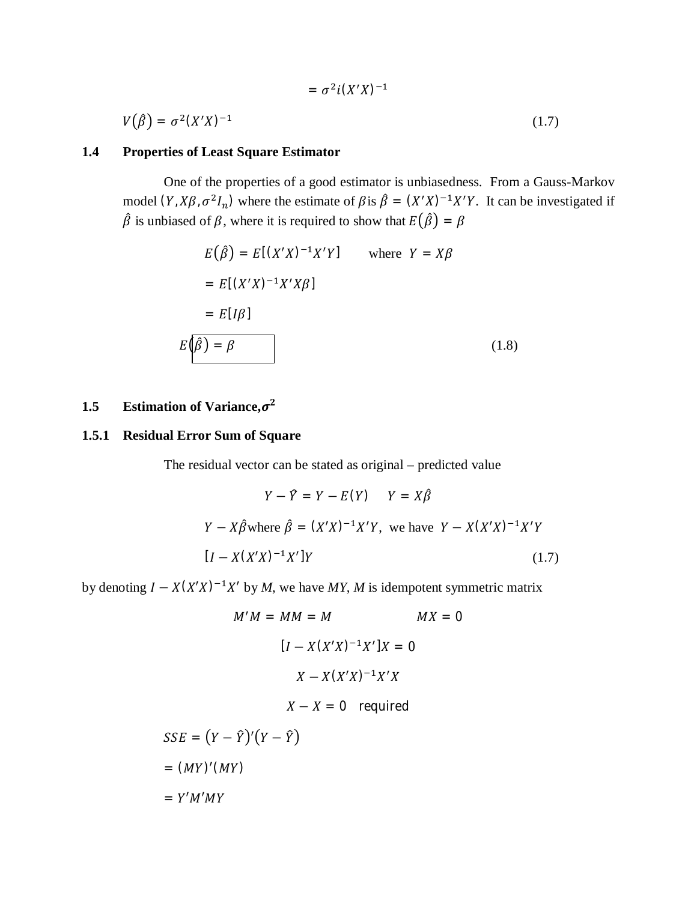$$= \sigma^2 i(X'X)^{-1}$$

$$V(\hat{\beta}) = \sigma^2 (X'X)^{-1} \quad (1.7)$$

## 1.4 Properties of Least Square Estimator

One of the properties of a good estimator is unbiasedness. From a Gauss-Markov model $(Y, X\beta, \sigma^2 I_n)$ where the estimate of $\beta$ is $\hat{\beta} = (X'X)^{-1}X'Y$. It can be investigated if $\hat{\beta}$ is unbiased of $\beta$, where it is required to show that $E(\hat{\beta}) = \beta$

$$E(\hat{\beta}) = E[(X'X)^{-1}X'Y] \quad \text{where } Y = X\beta$$

$$= E[(X'X)^{-1}X'X\beta]$$

$$= E[I\beta]$$

$$E(\hat{\beta}) = \beta \quad (1.8)$$

## 1.5 Estimation of Variance, $\sigma^2$

### 1.5.1 Residual Error Sum of Square

The residual vector can be stated as original – predicted value

$$Y - \hat{Y} = Y - E(Y) \quad Y = X\hat{\beta}$$

$$Y - X\hat{\beta} \text{ where } \hat{\beta} = (X'X)^{-1}X'Y, \text{ we have } Y - X(X'X)^{-1}X'Y$$

$$[I - X(X'X)^{-1}X']Y \quad (1.7)$$

by denoting $I - X(X'X)^{-1}X'$ by *M*, we have *MY*, *M* is idempotent symmetric matrix

$$M'M = MM = M \qquad MX = 0$$

$$[I - X(X'X)^{-1}X']X = 0$$

$$X - X(X'X)^{-1}X'X$$

$$X - X = 0 \quad \text{required}$$

$$SSE = (Y - \hat{Y})'(Y - \hat{Y})$$

$$= (MY)'(MY)$$

$$= Y'M'MY$$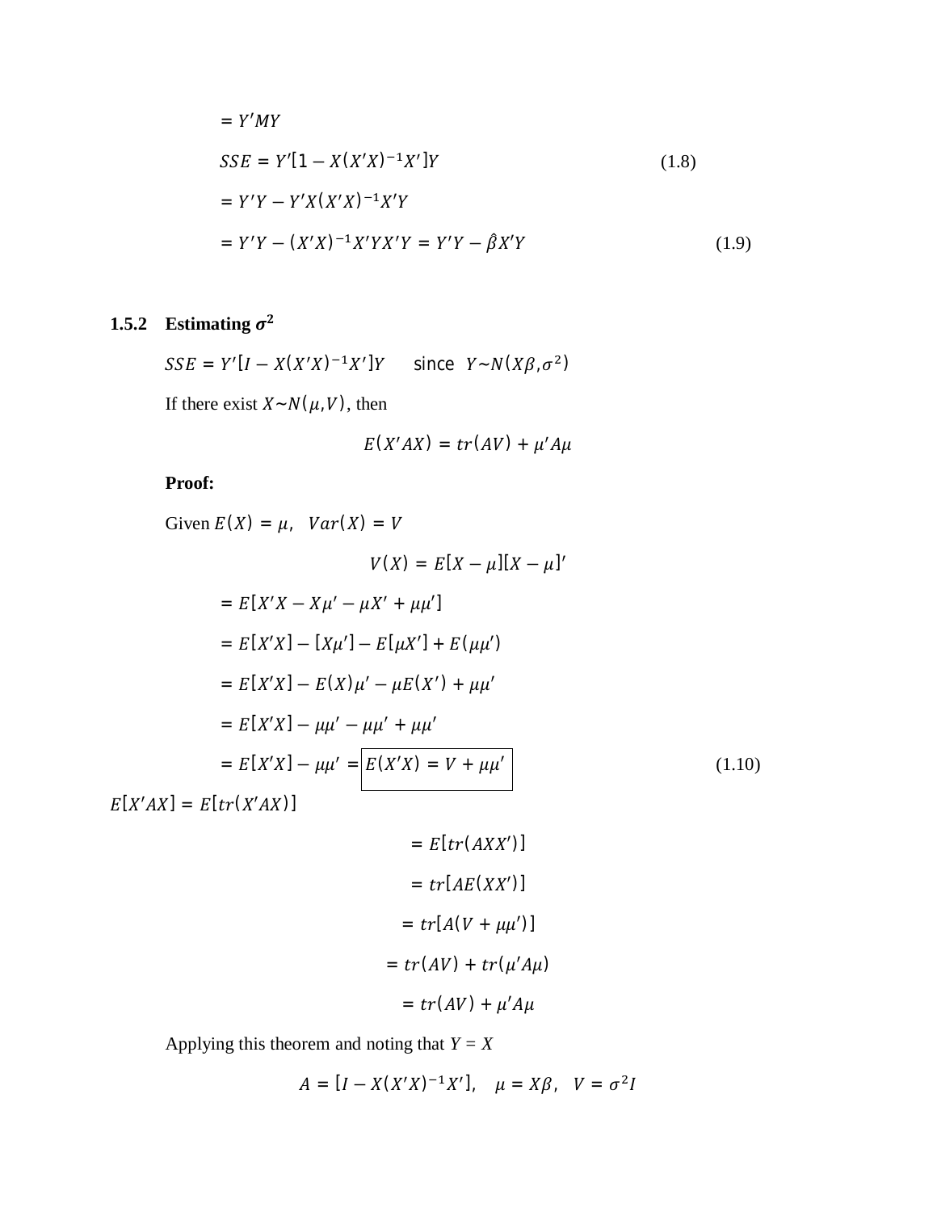$$= Y'MY$$

$$SSE = Y'[1 - X(X'X)^{-1}X']Y \tag{1.8}$$

$$= Y'Y - Y'X(X'X)^{-1}X'Y$$

$$= Y'Y - (X'X)^{-1}X'YX'Y = Y'Y - \hat{\beta}X'Y \tag{1.9}$$

### 1.5.2 Estimating $\sigma^2$

$SSE = Y'[I - X(X'X)^{-1}X']Y$ since $Y \sim N(X\beta, \sigma^2)$

If there exist $X \sim N(\mu, V)$, then

$$E(X'AX) = tr(AV) + \mu' A\mu$$

**Proof:**

Given $E(X) = \mu, \quad Var(X) = V$

$$V(X) = E[X - \mu][X - \mu]'$$

$$= E[X'X - X\mu' - \mu X' + \mu\mu']$$

$$= E[X'X] - [X\mu'] - E[\mu X'] + E(\mu\mu')$$

$$= E[X'X] - E(X)\mu' - \mu E(X') + \mu\mu'$$

$$= E[X'X] - \mu\mu' - \mu\mu' + \mu\mu'$$

$$= E[X'X] - \mu\mu' = \boxed{E(X'X) = V + \mu\mu'} \tag{1.10}$$

$$E[X'AX] = E[tr(X'AX)]$$

$$= E[tr(AXX')]$$

$$= tr[AE(XX')]$$

$$= tr[A(V + \mu\mu')]$$

$$= tr(AV) + tr(\mu' A\mu)$$

$$= tr(AV) + \mu' A\mu$$

Applying this theorem and noting that $Y = X$

$$A = [I - X(X'X)^{-1}X'], \quad \mu = X\beta, \quad V = \sigma^2 I$$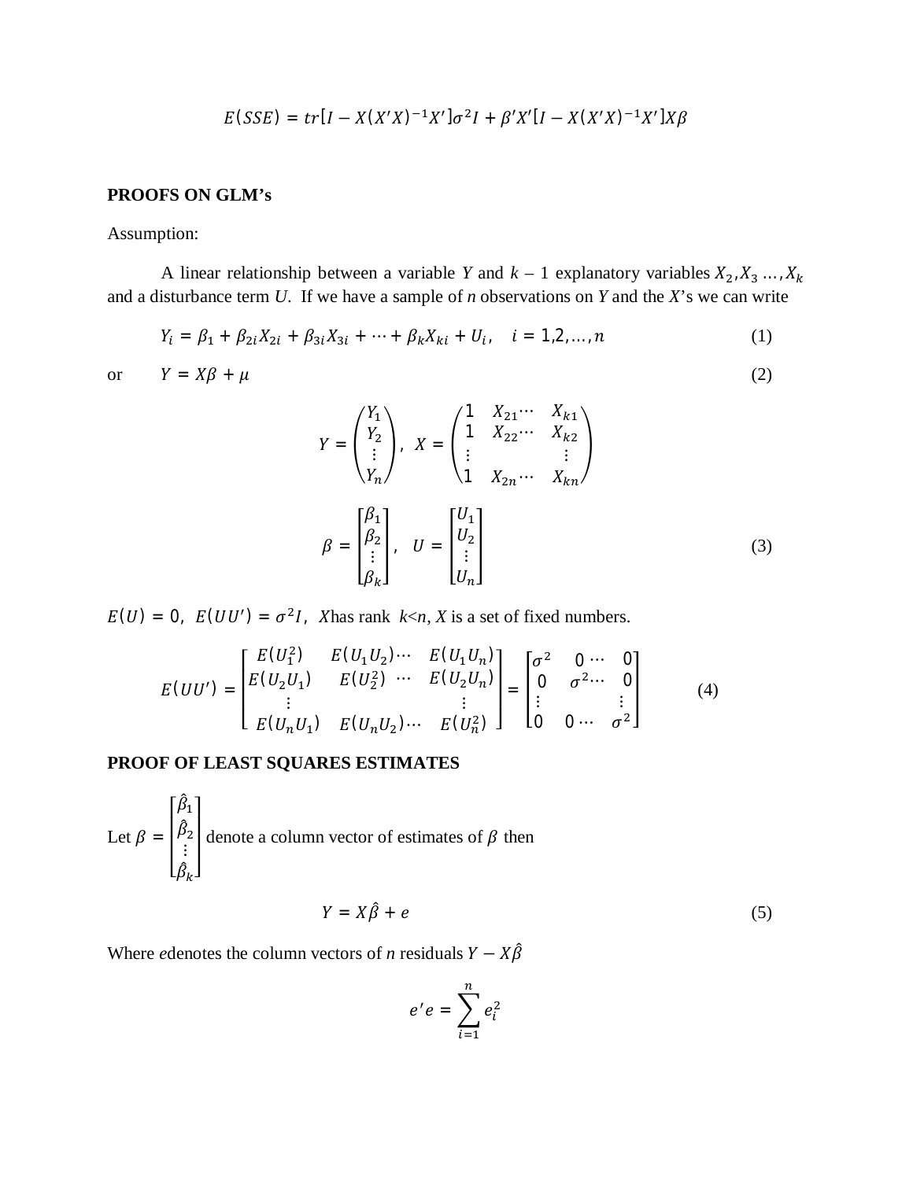$$E(SSE) = tr[I - X(X'X)^{-1}X']\sigma^2 I + \beta' X'[I - X(X'X)^{-1}X']X\beta$$

**PROOFS ON GLM's**

Assumption:

A linear relationship between a variable *Y* and *k* – 1 explanatory variables $X_2, X_3 \ldots, X_k$ and a disturbance term *U*. If we have a sample of *n* observations on *Y* and the *X*'s we can write

$$Y_i = \beta_1 + \beta_{2i}X_{2i} + \beta_{3i}X_{3i} + \cdots + \beta_k X_{ki} + U_i, \quad i = 1,2,\ldots,n \tag{1}$$

or

$$Y = X\beta + \mu \tag{2}$$

$$Y = \begin{pmatrix} Y_1 \\ Y_2 \\ \vdots \\ Y_n \end{pmatrix}, \quad X = \begin{pmatrix} 1 & X_{21} \cdots & X_{k1} \\ 1 & X_{22} \cdots & X_{k2} \\ \vdots & & \vdots \\ 1 & X_{2n} \cdots & X_{kn} \end{pmatrix}$$

$$\beta = \begin{bmatrix} \beta_1 \\ \beta_2 \\ \vdots \\ \beta_k \end{bmatrix}, \quad U = \begin{bmatrix} U_1 \\ U_2 \\ \vdots \\ U_n \end{bmatrix} \tag{3}$$

$E(U) = 0, \; E(UU') = \sigma^2 I,$ *X* has rank $k<n$, *X* is a set of fixed numbers.

$$E(UU') = \begin{bmatrix} E(U_1^2) & E(U_1U_2) \cdots & E(U_1U_n) \\ E(U_2U_1) & E(U_2^2) \; \cdots & E(U_2U_n) \\ \vdots & & \vdots \\ E(U_nU_1) & E(U_nU_2) \cdots & E(U_n^2) \end{bmatrix} = \begin{bmatrix} \sigma^2 & 0 \cdots & 0 \\ 0 & \sigma^2 \cdots & 0 \\ \vdots & & \vdots \\ 0 & 0 \cdots & \sigma^2 \end{bmatrix} \tag{4}$$

**PROOF OF LEAST SQUARES ESTIMATES**

Let $\beta = \begin{bmatrix} \hat{\beta}_1 \\ \hat{\beta}_2 \\ \vdots \\ \hat{\beta}_k \end{bmatrix}$ denote a column vector of estimates of $\beta$ then

$$Y = X\hat{\beta} + e \tag{5}$$

Where *e* denotes the column vectors of *n* residuals $Y - X\hat{\beta}$

$$e'e = \sum_{i=1}^{n} e_i^2$$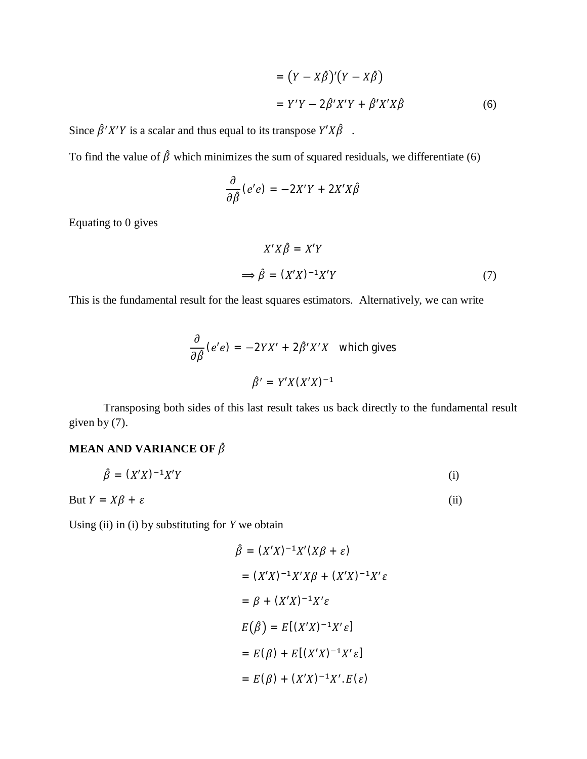$$= (Y - X\hat{\beta})'(Y - X\hat{\beta})$$

$$= Y'Y - 2\hat{\beta}'X'Y + \hat{\beta}'X'X\hat{\beta} \tag{6}$$

Since $\hat{\beta}'X'Y$ is a scalar and thus equal to its transpose $Y'X\hat{\beta}$ .

To find the value of $\hat{\beta}$ which minimizes the sum of squared residuals, we differentiate (6)

$$\frac{\partial}{\partial \hat{\beta}}(e'e) = -2X'Y + 2X'X\hat{\beta}$$

Equating to 0 gives

$$X'X\hat{\beta} = X'Y$$

$$\Longrightarrow \hat{\beta} = (X'X)^{-1}X'Y \tag{7}$$

This is the fundamental result for the least squares estimators. Alternatively, we can write

$$\frac{\partial}{\partial \hat{\beta}}(e'e) = -2YX' + 2\hat{\beta}'X'X \quad \text{which gives}$$

$$\hat{\beta}' = Y'X(X'X)^{-1}$$

Transposing both sides of this last result takes us back directly to the fundamental result given by (7).

**MEAN AND VARIANCE OF $\hat{\beta}$**

$$\hat{\beta} = (X'X)^{-1}X'Y \tag{i}$$

But $Y = X\beta + \varepsilon$ (ii)

Using (ii) in (i) by substituting for $Y$ we obtain

$$\hat{\beta} = (X'X)^{-1}X'(X\beta + \varepsilon)$$

$$= (X'X)^{-1}X'X\beta + (X'X)^{-1}X'\varepsilon$$

$$= \beta + (X'X)^{-1}X'\varepsilon$$

$$E(\hat{\beta}) = E[(X'X)^{-1}X'\varepsilon]$$

$$= E(\beta) + E[(X'X)^{-1}X'\varepsilon]$$

$$= E(\beta) + (X'X)^{-1}X'.E(\varepsilon)$$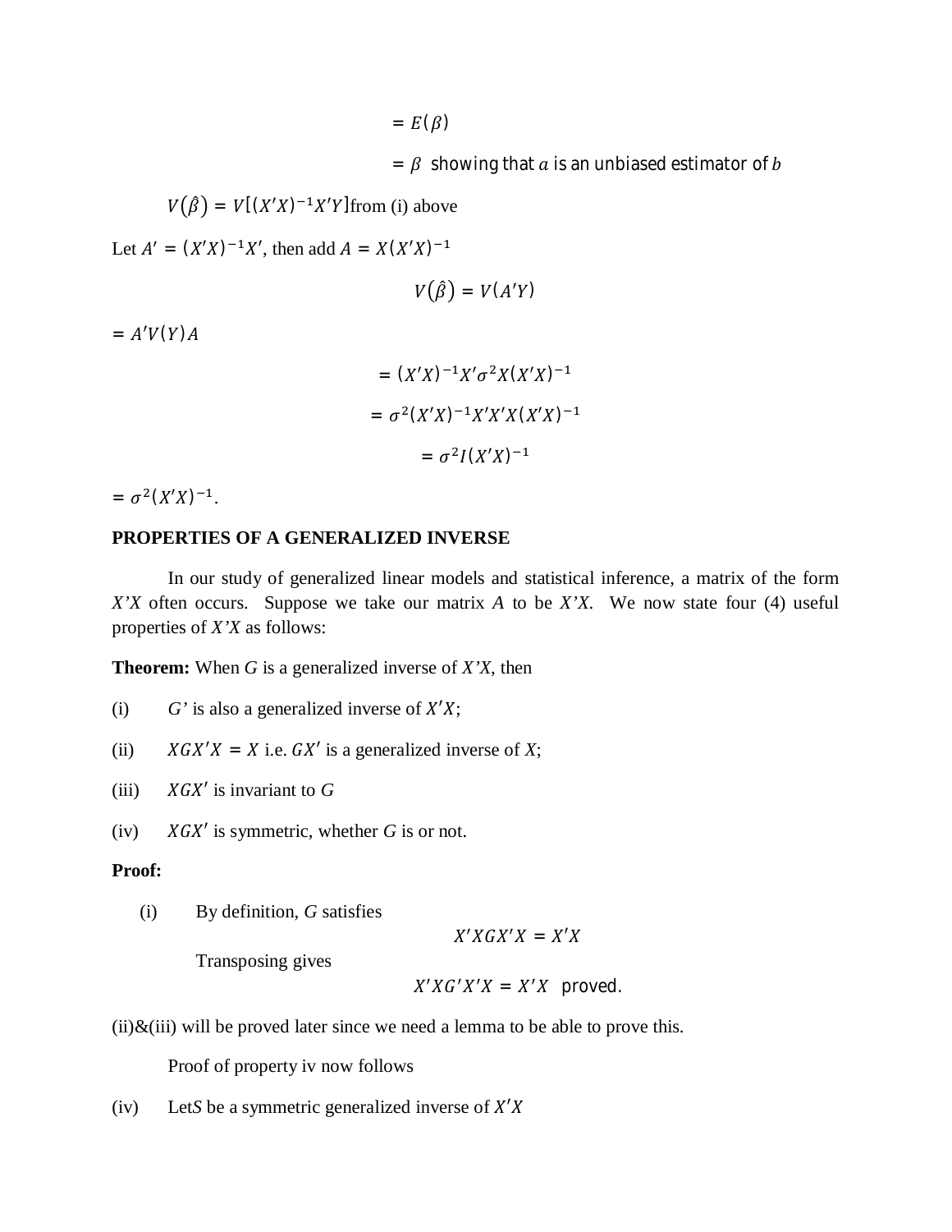$$= E(\beta)$$

$$= \beta \text{ showing that } a \text{ is an unbiased estimator of } b$$

$V(\hat{\beta}) = V[(X'X)^{-1}X'Y]$ from (i) above

Let $A' = (X'X)^{-1}X'$, then add $A = X(X'X)^{-1}$

$$V(\hat{\beta}) = V(A'Y)$$

$= A'V(Y)A$

$$= (X'X)^{-1}X'\sigma^2 X(X'X)^{-1}$$

$$= \sigma^2(X'X)^{-1}X'X'X(X'X)^{-1}$$

$$= \sigma^2 I(X'X)^{-1}$$

$= \sigma^2(X'X)^{-1}$.

**PROPERTIES OF A GENERALIZED INVERSE**

In our study of generalized linear models and statistical inference, a matrix of the form *X'X* often occurs. Suppose we take our matrix *A* to be *X'X*. We now state four (4) useful properties of *X'X* as follows:

**Theorem:** When *G* is a generalized inverse of *X'X*, then

(i) *G'* is also a generalized inverse of $X'X$;

(ii) $XGX'X = X$ i.e. $GX'$ is a generalized inverse of *X*;

(iii) $XGX'$ is invariant to *G*

(iv) $XGX'$ is symmetric, whether *G* is or not.

**Proof:**

(i) By definition, *G* satisfies

$$X'XGX'X = X'X$$

Transposing gives

$$X'XG'X'X = X'X \text{ proved.}$$

(ii)&(iii) will be proved later since we need a lemma to be able to prove this.

Proof of property iv now follows

(iv) Let *S* be a symmetric generalized inverse of $X'X$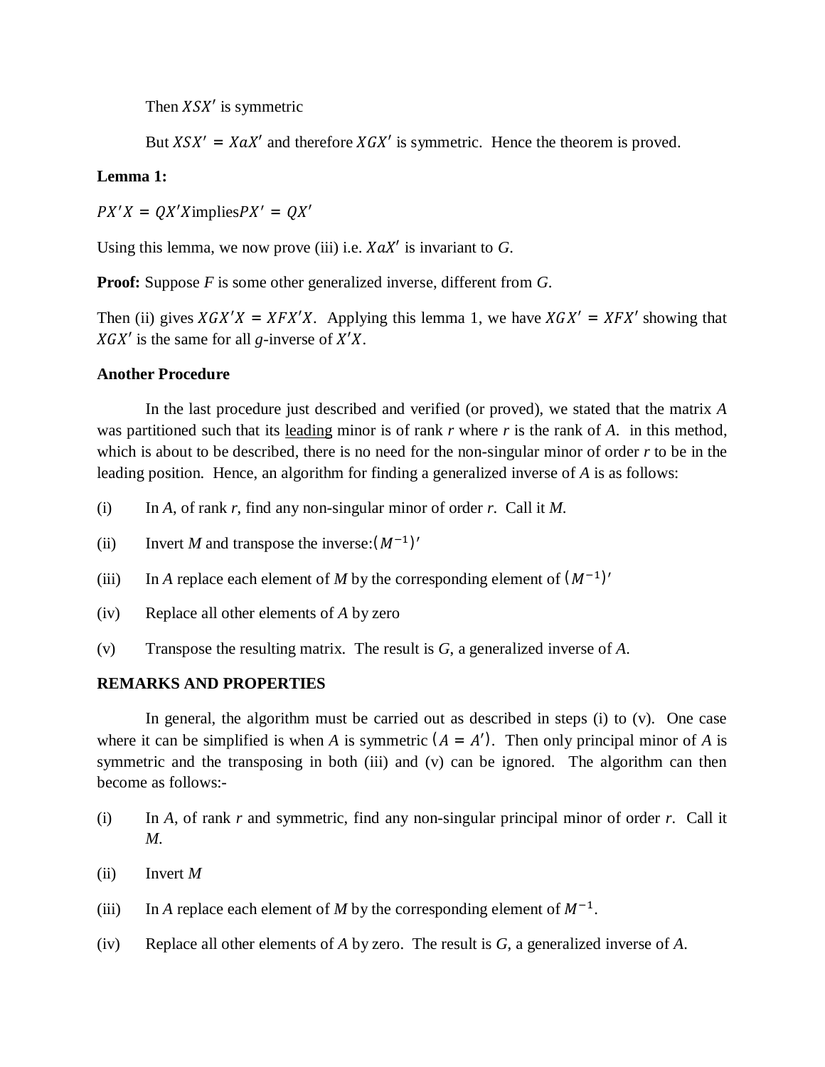Then $XSX'$ is symmetric

But $XSX' = XaX'$ and therefore $XGX'$ is symmetric. Hence the theorem is proved.

**Lemma 1:**

$PX'X = QX'X$ implies $PX' = QX'$

Using this lemma, we now prove (iii) i.e. $XaX'$ is invariant to *G*.

**Proof:** Suppose *F* is some other generalized inverse, different from *G*.

Then (ii) gives $XGX'X = XFX'X$. Applying this lemma 1, we have $XGX' = XFX'$ showing that $XGX'$ is the same for all *g*-inverse of $X'X$.

**Another Procedure**

In the last procedure just described and verified (or proved), we stated that the matrix *A* was partitioned such that its <u>leading</u> minor is of rank *r* where *r* is the rank of *A*. in this method, which is about to be described, there is no need for the non-singular minor of order *r* to be in the leading position. Hence, an algorithm for finding a generalized inverse of *A* is as follows:

(i) In *A*, of rank *r*, find any non-singular minor of order *r*. Call it *M*.

(ii) Invert *M* and transpose the inverse: $(M^{-1})'$

(iii) In *A* replace each element of *M* by the corresponding element of $(M^{-1})'$

(iv) Replace all other elements of *A* by zero

(v) Transpose the resulting matrix. The result is *G*, a generalized inverse of *A*.

**REMARKS AND PROPERTIES**

In general, the algorithm must be carried out as described in steps (i) to (v). One case where it can be simplified is when *A* is symmetric $(A = A')$. Then only principal minor of *A* is symmetric and the transposing in both (iii) and (v) can be ignored. The algorithm can then become as follows:-

(i) In *A*, of rank *r* and symmetric, find any non-singular principal minor of order *r*. Call it *M*.

(ii) Invert *M*

(iii) In *A* replace each element of *M* by the corresponding element of $M^{-1}$.

(iv) Replace all other elements of *A* by zero. The result is *G*, a generalized inverse of *A*.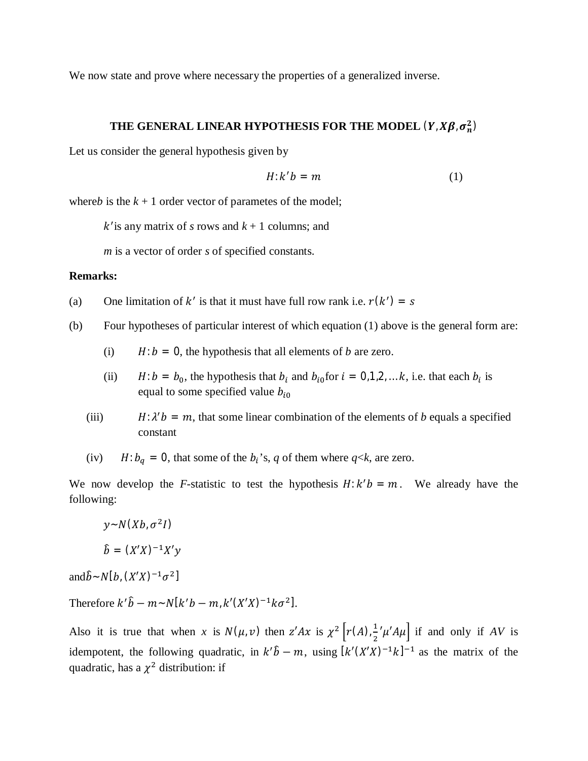We now state and prove where necessary the properties of a generalized inverse.

## THE GENERAL LINEAR HYPOTHESIS FOR THE MODEL $(\boldsymbol{Y}, \boldsymbol{X\beta}, \boldsymbol{\sigma_n^2})$

Let us consider the general hypothesis given by

$$H: k'b = m \tag{1}$$

where*b* is the *k* + 1 order vector of parametes of the model;

$k'$is any matrix of *s* rows and *k* + 1 columns; and

*m* is a vector of order *s* of specified constants.

**Remarks:**

(a) One limitation of $k'$ is that it must have full row rank i.e. $r(k') = s$

(b) Four hypotheses of particular interest of which equation (1) above is the general form are:

(i) $H: b = 0$, the hypothesis that all elements of *b* are zero.

(ii) $H: b = b_0$, the hypothesis that $b_i$ and $b_{i0}$for $i = 0,1,2, \ldots k$, i.e. that each $b_i$ is equal to some specified value $b_{i0}$

(iii) $H: \lambda' b = m$, that some linear combination of the elements of *b* equals a specified constant

(iv) $H: b_q = 0$, that some of the $b_i$'s, *q* of them where *q*<*k*, are zero.

We now develop the *F*-statistic to test the hypothesis $H: k'b = m$. We already have the following:

$y \sim N(Xb, \sigma^2 I)$

$\hat{b} = (X'X)^{-1}X'y$

and$\hat{b} \sim N[b, (X'X)^{-1}\sigma^2]$

Therefore $k'\hat{b} - m \sim N[k'b - m, k'(X'X)^{-1}k\sigma^2]$.

Also it is true that when *x* is $N(\mu, v)$ then $z'Ax$ is $\chi^2\left[r(A), \frac{1}{2}'\mu' A\mu\right]$ if and only if *AV* is idempotent, the following quadratic, in $k'\hat{b} - m$, using $[k'(X'X)^{-1}k]^{-1}$ as the matrix of the quadratic, has a $\chi^2$ distribution: if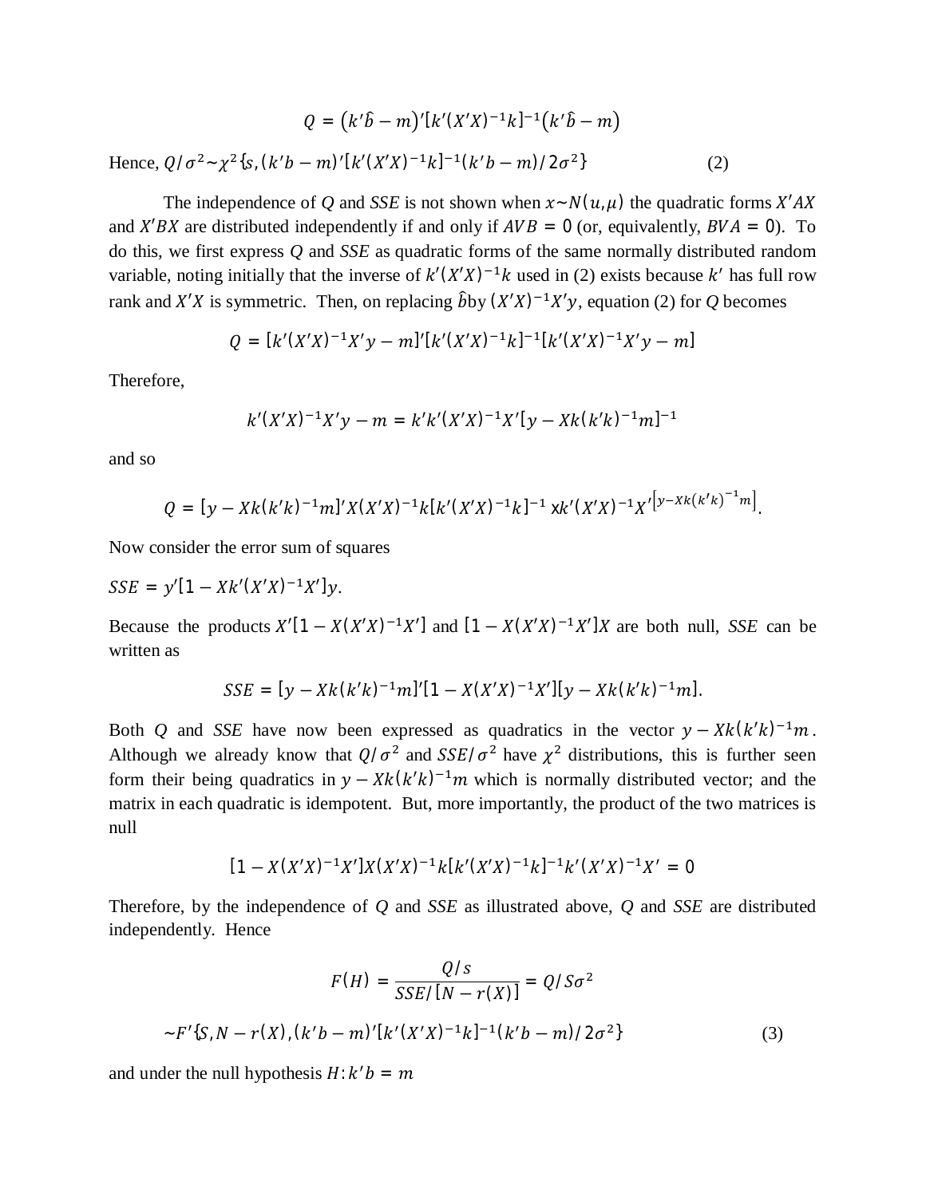$$Q = (k'\hat{b} - m)'[k'(X'X)^{-1}k]^{-1}(k'\hat{b} - m)$$

Hence, $Q/\sigma^2 \sim \chi^2\{s, (k'b - m)'[k'(X'X)^{-1}k]^{-1}(k'b - m)/2\sigma^2\}$ (2)

The independence of *Q* and *SSE* is not shown when $x \sim N(u, \mu)$ the quadratic forms $X'AX$ and $X'BX$ are distributed independently if and only if $AVB = 0$ (or, equivalently, $BVA = 0$). To do this, we first express *Q* and *SSE* as quadratic forms of the same normally distributed random variable, noting initially that the inverse of $k'(X'X)^{-1}k$ used in (2) exists because $k'$ has full row rank and $X'X$ is symmetric. Then, on replacing $\hat{b}$by $(X'X)^{-1}X'y$, equation (2) for *Q* becomes

$$Q = [k'(X'X)^{-1}X'y - m]'[k'(X'X)^{-1}k]^{-1}[k'(X'X)^{-1}X'y - m]$$

Therefore,

$$k'(X'X)^{-1}X'y - m = k'k'(X'X)^{-1}X'[y - Xk(k'k)^{-1}m]^{-1}$$

and so

$$Q = [y - Xk(k'k)^{-1}m]'X(X'X)^{-1}k[k'(X'X)^{-1}k]^{-1} \times k'(X'X)^{-1}X'^{[y - Xk(k'k)^{-1}m]}.$$

Now consider the error sum of squares

$SSE = y'[1 - Xk'(X'X)^{-1}X']y.$

Because the products $X'[1 - X(X'X)^{-1}X']$ and $[1 - X(X'X)^{-1}X']X$ are both null, *SSE* can be written as

$$SSE = [y - Xk(k'k)^{-1}m]'[1 - X(X'X)^{-1}X'][y - Xk(k'k)^{-1}m].$$

Both *Q* and *SSE* have now been expressed as quadratics in the vector $y - Xk(k'k)^{-1}m$. Although we already know that $Q/\sigma^2$ and $SSE/\sigma^2$ have $\chi^2$ distributions, this is further seen form their being quadratics in $y - Xk(k'k)^{-1}m$ which is normally distributed vector; and the matrix in each quadratic is idempotent. But, more importantly, the product of the two matrices is null

$$[1 - X(X'X)^{-1}X']X(X'X)^{-1}k[k'(X'X)^{-1}k]^{-1}k'(X'X)^{-1}X' = 0$$

Therefore, by the independence of *Q* and *SSE* as illustrated above, *Q* and *SSE* are distributed independently. Hence

$$F(H) = \frac{Q/s}{SSE/[N - r(X)]} = Q/S\sigma^2$$

$$\sim F'\{S, N - r(X), (k'b - m)'[k'(X'X)^{-1}k]^{-1}(k'b - m)/2\sigma^2\} \quad (3)$$

and under the null hypothesis $H: k'b = m$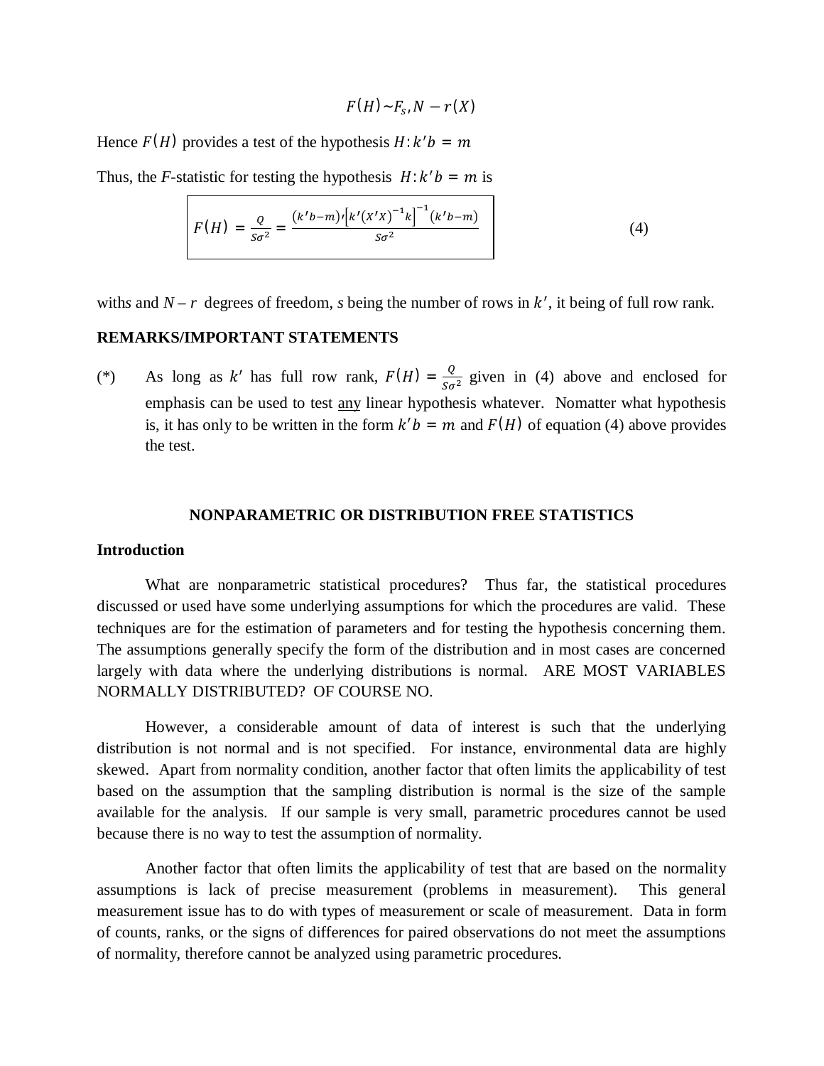$$F(H) \sim F_s, N - r(X)$$

Hence $F(H)$ provides a test of the hypothesis $H: k'b = m$

Thus, the *F*-statistic for testing the hypothesis $H: k'b = m$ is

$$F(H) = \frac{Q}{S\sigma^2} = \frac{(k'b-m)'\left[k'(X'X)^{-1}k\right]^{-1}(k'b-m)}{S\sigma^2} \qquad (4)$$

with *s* and $N - r$ degrees of freedom, *s* being the number of rows in $k'$, it being of full row rank.

**REMARKS/IMPORTANT STATEMENTS**

(*) As long as $k'$ has full row rank, $F(H) = \frac{Q}{S\sigma^2}$ given in (4) above and enclosed for emphasis can be used to test <u>any</u> linear hypothesis whatever. Nomatter what hypothesis is, it has only to be written in the form $k'b = m$ and $F(H)$ of equation (4) above provides the test.

## NONPARAMETRIC OR DISTRIBUTION FREE STATISTICS

### Introduction

What are nonparametric statistical procedures? Thus far, the statistical procedures discussed or used have some underlying assumptions for which the procedures are valid. These techniques are for the estimation of parameters and for testing the hypothesis concerning them. The assumptions generally specify the form of the distribution and in most cases are concerned largely with data where the underlying distributions is normal. ARE MOST VARIABLES NORMALLY DISTRIBUTED? OF COURSE NO.

However, a considerable amount of data of interest is such that the underlying distribution is not normal and is not specified. For instance, environmental data are highly skewed. Apart from normality condition, another factor that often limits the applicability of test based on the assumption that the sampling distribution is normal is the size of the sample available for the analysis. If our sample is very small, parametric procedures cannot be used because there is no way to test the assumption of normality.

Another factor that often limits the applicability of test that are based on the normality assumptions is lack of precise measurement (problems in measurement). This general measurement issue has to do with types of measurement or scale of measurement. Data in form of counts, ranks, or the signs of differences for paired observations do not meet the assumptions of normality, therefore cannot be analyzed using parametric procedures.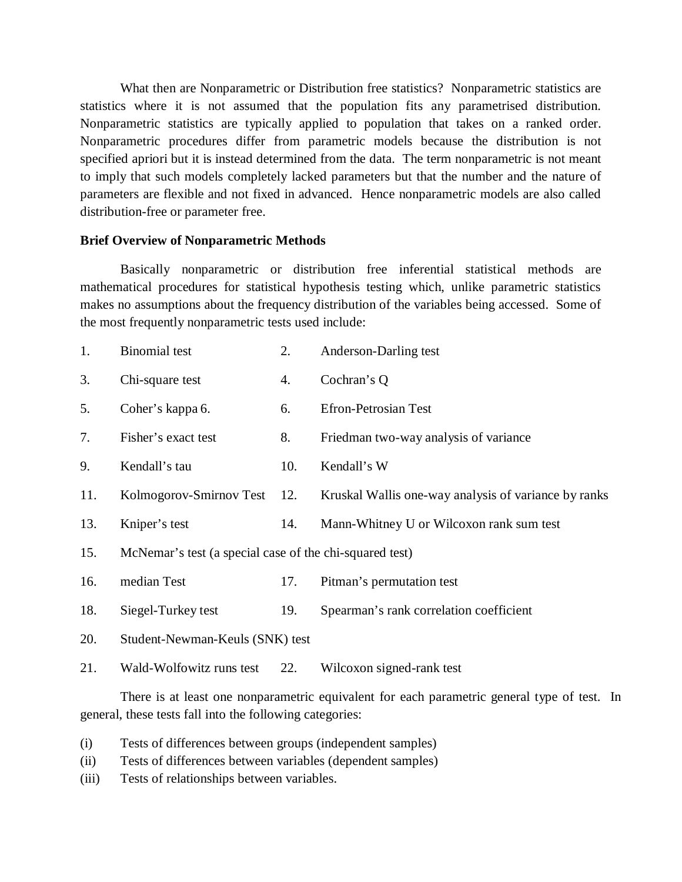What then are Nonparametric or Distribution free statistics? Nonparametric statistics are statistics where it is not assumed that the population fits any parametrised distribution. Nonparametric statistics are typically applied to population that takes on a ranked order. Nonparametric procedures differ from parametric models because the distribution is not specified apriori but it is instead determined from the data. The term nonparametric is not meant to imply that such models completely lacked parameters but that the number and the nature of parameters are flexible and not fixed in advanced. Hence nonparametric models are also called distribution-free or parameter free.

**Brief Overview of Nonparametric Methods**

Basically nonparametric or distribution free inferential statistical methods are mathematical procedures for statistical hypothesis testing which, unlike parametric statistics makes no assumptions about the frequency distribution of the variables being accessed. Some of the most frequently nonparametric tests used include:

1. Binomial test
2. Anderson-Darling test
3. Chi-square test
4. Cochran's Q
5. Coher's kappa 6.
6. Efron-Petrosian Test
7. Fisher's exact test
8. Friedman two-way analysis of variance
9. Kendall's tau
10. Kendall's W
11. Kolmogorov-Smirnov Test
12. Kruskal Wallis one-way analysis of variance by ranks
13. Kniper's test
14. Mann-Whitney U or Wilcoxon rank sum test
15. McNemar's test (a special case of the chi-squared test)
16. median Test
17. Pitman's permutation test
18. Siegel-Turkey test
19. Spearman's rank correlation coefficient
20. Student-Newman-Keuls (SNK) test
21. Wald-Wolfowitz runs test
22. Wilcoxon signed-rank test

There is at least one nonparametric equivalent for each parametric general type of test. In general, these tests fall into the following categories:

(i) Tests of differences between groups (independent samples)
(ii) Tests of differences between variables (dependent samples)
(iii) Tests of relationships between variables.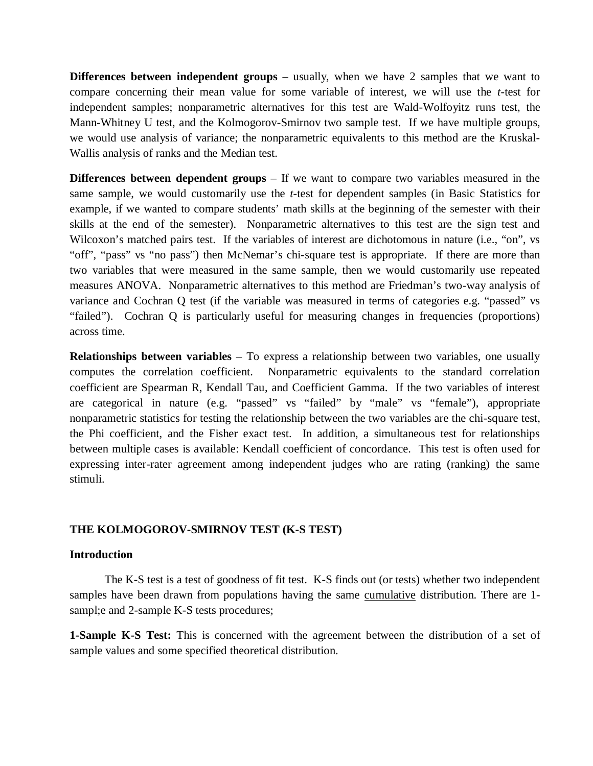**Differences between independent groups** – usually, when we have 2 samples that we want to compare concerning their mean value for some variable of interest, we will use the *t*-test for independent samples; nonparametric alternatives for this test are Wald-Wolfoyitz runs test, the Mann-Whitney U test, and the Kolmogorov-Smirnov two sample test. If we have multiple groups, we would use analysis of variance; the nonparametric equivalents to this method are the Kruskal-Wallis analysis of ranks and the Median test.

**Differences between dependent groups** – If we want to compare two variables measured in the same sample, we would customarily use the *t*-test for dependent samples (in Basic Statistics for example, if we wanted to compare students' math skills at the beginning of the semester with their skills at the end of the semester). Nonparametric alternatives to this test are the sign test and Wilcoxon's matched pairs test. If the variables of interest are dichotomous in nature (i.e., "on", vs "off", "pass" vs "no pass") then McNemar's chi-square test is appropriate. If there are more than two variables that were measured in the same sample, then we would customarily use repeated measures ANOVA. Nonparametric alternatives to this method are Friedman's two-way analysis of variance and Cochran Q test (if the variable was measured in terms of categories e.g. "passed" vs "failed"). Cochran Q is particularly useful for measuring changes in frequencies (proportions) across time.

**Relationships between variables** – To express a relationship between two variables, one usually computes the correlation coefficient. Nonparametric equivalents to the standard correlation coefficient are Spearman R, Kendall Tau, and Coefficient Gamma. If the two variables of interest are categorical in nature (e.g. "passed" vs "failed" by "male" vs "female"), appropriate nonparametric statistics for testing the relationship between the two variables are the chi-square test, the Phi coefficient, and the Fisher exact test. In addition, a simultaneous test for relationships between multiple cases is available: Kendall coefficient of concordance. This test is often used for expressing inter-rater agreement among independent judges who are rating (ranking) the same stimuli.

## THE KOLMOGOROV-SMIRNOV TEST (K-S TEST)

### Introduction

The K-S test is a test of goodness of fit test. K-S finds out (or tests) whether two independent samples have been drawn from populations having the same cumulative distribution. There are 1-sampl;e and 2-sample K-S tests procedures;

**1-Sample K-S Test:** This is concerned with the agreement between the distribution of a set of sample values and some specified theoretical distribution.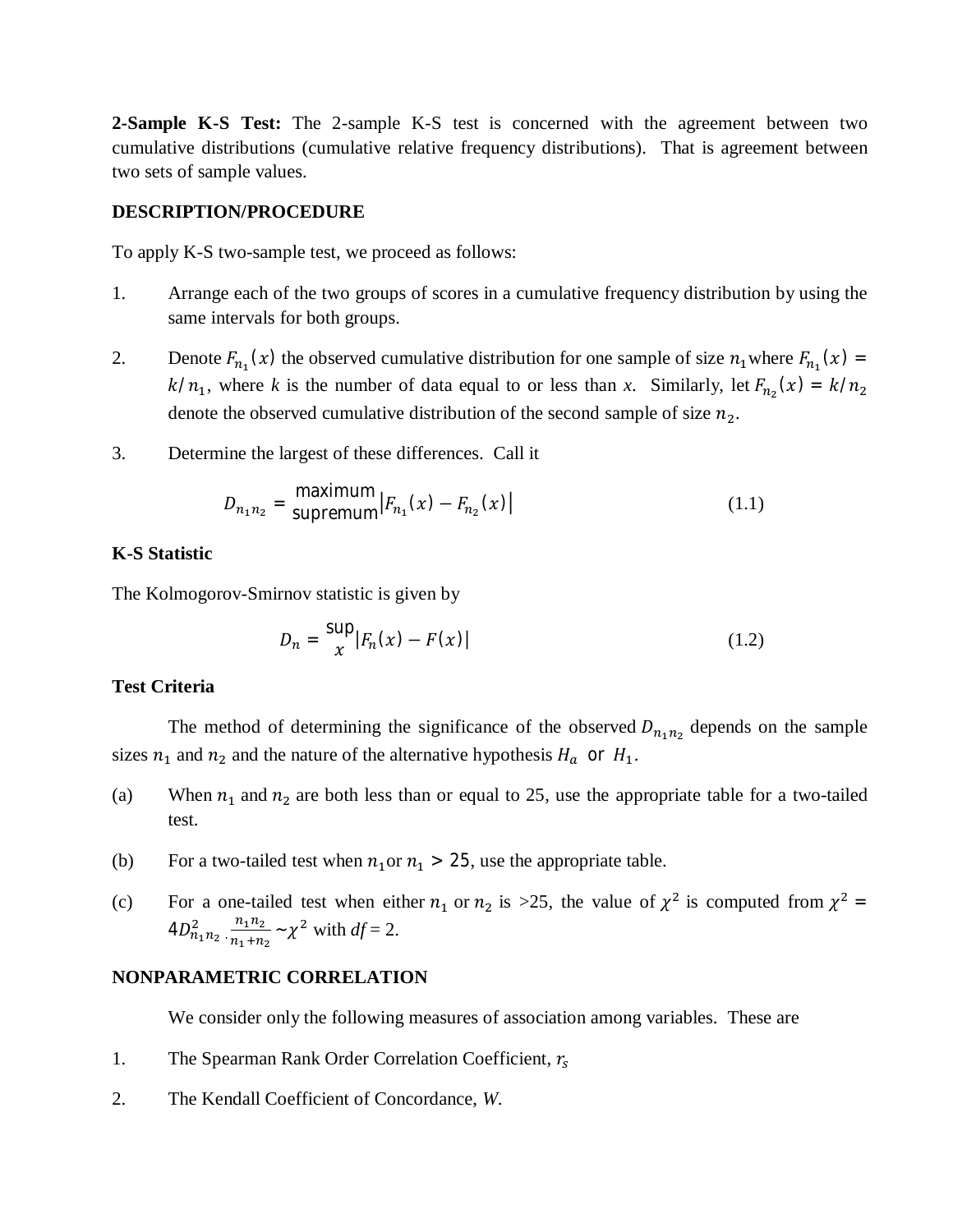**2-Sample K-S Test:** The 2-sample K-S test is concerned with the agreement between two cumulative distributions (cumulative relative frequency distributions). That is agreement between two sets of sample values.

**DESCRIPTION/PROCEDURE**

To apply K-S two-sample test, we proceed as follows:

1. Arrange each of the two groups of scores in a cumulative frequency distribution by using the same intervals for both groups.

2. Denote $F_{n_1}(x)$ the observed cumulative distribution for one sample of size $n_1$ where $F_{n_1}(x) = k/n_1$, where $k$ is the number of data equal to or less than $x$. Similarly, let $F_{n_2}(x) = k/n_2$ denote the observed cumulative distribution of the second sample of size $n_2$.

3. Determine the largest of these differences. Call it

$$D_{n_1 n_2} = \underset{\text{supremum}}{\text{maximum}} \left| F_{n_1}(x) - F_{n_2}(x) \right| \tag{1.1}$$

**K-S Statistic**

The Kolmogorov-Smirnov statistic is given by

$$D_n = \sup_x \left| F_n(x) - F(x) \right| \tag{1.2}$$

**Test Criteria**

The method of determining the significance of the observed $D_{n_1 n_2}$ depends on the sample sizes $n_1$ and $n_2$ and the nature of the alternative hypothesis $H_a$ or $H_1$.

(a) When $n_1$ and $n_2$ are both less than or equal to 25, use the appropriate table for a two-tailed test.

(b) For a two-tailed test when $n_1$ or $n_1 > 25$, use the appropriate table.

(c) For a one-tailed test when either $n_1$ or $n_2$ is >25, the value of $\chi^2$ is computed from $\chi^2 = 4D^2_{n_1 n_2} \cdot \frac{n_1 n_2}{n_1 + n_2} \sim \chi^2$ with $df = 2$.

**NONPARAMETRIC CORRELATION**

We consider only the following measures of association among variables. These are

1. The Spearman Rank Order Correlation Coefficient, $r_s$

2. The Kendall Coefficient of Concordance, $W$.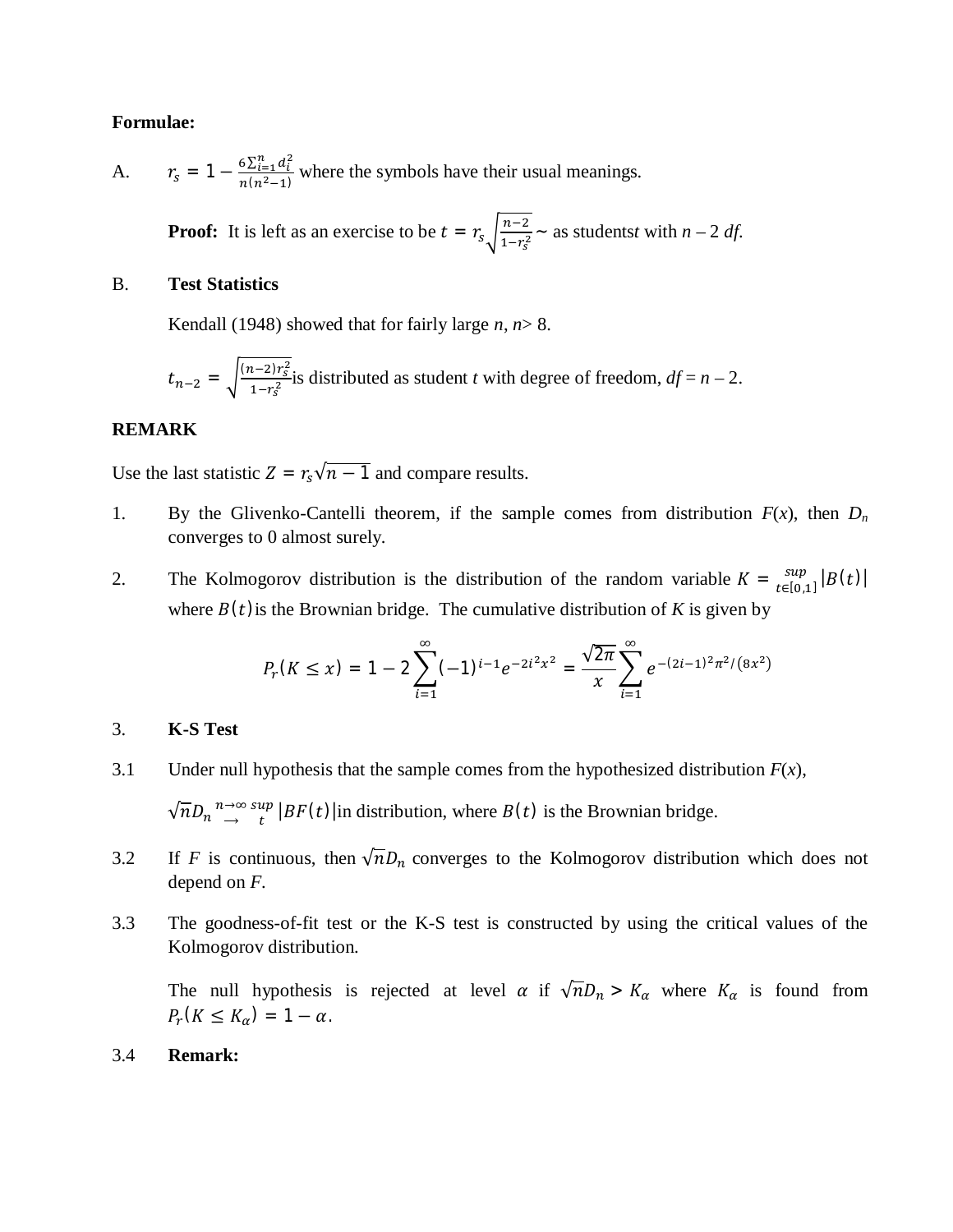**Formulae:**

A. $r_s = 1 - \frac{6\sum_{i=1}^{n} d_i^2}{n(n^2-1)}$ where the symbols have their usual meanings.

**Proof:** It is left as an exercise to be $t = r_s\sqrt{\frac{n-2}{1-r_s^2}} \sim$ as studentst with $n - 2$ *df.*

B. **Test Statistics**

Kendall (1948) showed that for fairly large *n*, *n*> 8.

$t_{n-2} = \sqrt{\frac{(n-2)r_s^2}{1-r_s^2}}$is distributed as student *t* with degree of freedom, $df = n - 2$.

**REMARK**

Use the last statistic $Z = r_s\sqrt{n-1}$ and compare results.

1. By the Glivenko-Cantelli theorem, if the sample comes from distribution $F(x)$, then $D_n$ converges to 0 almost surely.

2. The Kolmogorov distribution is the distribution of the random variable $K = \sup_{t\in[0,1]} |B(t)|$ where $B(t)$is the Brownian bridge. The cumulative distribution of *K* is given by

$$P_r(K \le x) = 1 - 2\sum_{i=1}^{\infty}(-1)^{i-1}e^{-2i^2x^2} = \frac{\sqrt{2\pi}}{x}\sum_{i=1}^{\infty} e^{-(2i-1)^2\pi^2/(8x^2)}$$

3. **K-S Test**

3.1 Under null hypothesis that the sample comes from the hypothesized distribution $F(x)$,

$\sqrt{n}D_n \overset{n\to\infty}{\rightarrow} \sup_t |BF(t)|$in distribution, where $B(t)$ is the Brownian bridge.

3.2 If $F$ is continuous, then $\sqrt{n}D_n$ converges to the Kolmogorov distribution which does not depend on *F*.

3.3 The goodness-of-fit test or the K-S test is constructed by using the critical values of the Kolmogorov distribution.

The null hypothesis is rejected at level $\alpha$ if $\sqrt{n}D_n > K_\alpha$ where $K_\alpha$ is found from $P_r(K \le K_\alpha) = 1 - \alpha$.

3.4 **Remark:**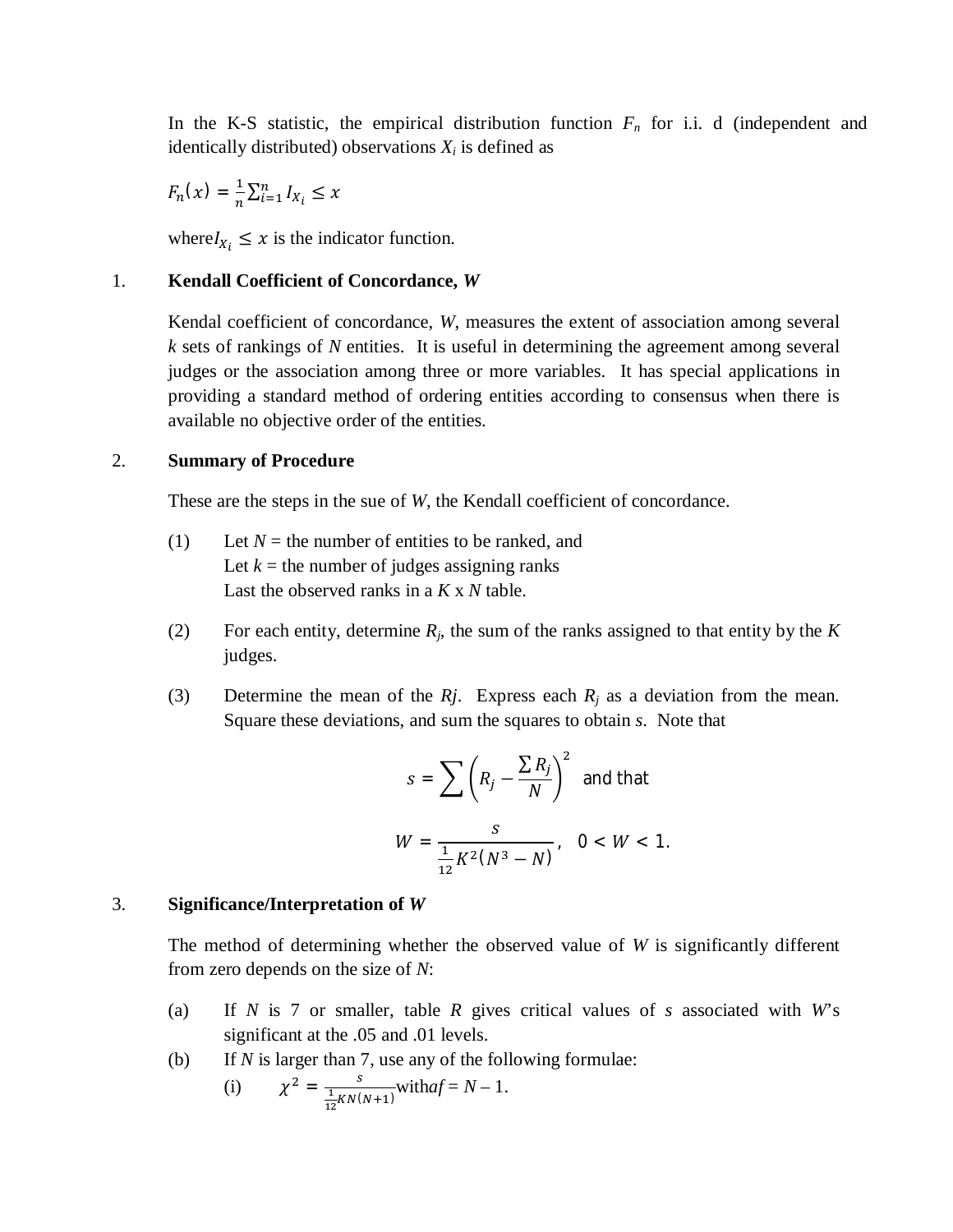In the K-S statistic, the empirical distribution function $F_n$ for i.i. d (independent and identically distributed) observations $X_i$ is defined as

$$F_n(x) = \frac{1}{n}\sum_{i=1}^{n} I_{X_i} \leq x$$

where$I_{X_i} \leq x$ is the indicator function.

1. **Kendall Coefficient of Concordance, *W***

   Kendal coefficient of concordance, *W*, measures the extent of association among several *k* sets of rankings of *N* entities. It is useful in determining the agreement among several judges or the association among three or more variables. It has special applications in providing a standard method of ordering entities according to consensus when there is available no objective order of the entities.

2. **Summary of Procedure**

   These are the steps in the sue of *W*, the Kendall coefficient of concordance.

   (1) Let *N* = the number of entities to be ranked, and
   Let *k* = the number of judges assigning ranks
   Last the observed ranks in a *K* x *N* table.

   (2) For each entity, determine $R_j$, the sum of the ranks assigned to that entity by the *K* judges.

   (3) Determine the mean of the *Rj*. Express each $R_j$ as a deviation from the mean. Square these deviations, and sum the squares to obtain *s*. Note that

$$s = \sum \left( R_j - \frac{\sum R_j}{N} \right)^2 \text{ and that}$$

$$W = \frac{s}{\frac{1}{12}K^2(N^3 - N)}, \quad 0 < W < 1.$$

3. **Significance/Interpretation of *W***

   The method of determining whether the observed value of *W* is significantly different from zero depends on the size of *N*:

   (a) If *N* is 7 or smaller, table *R* gives critical values of *s* associated with *W*'s significant at the .05 and .01 levels.

   (b) If *N* is larger than 7, use any of the following formulae:

   (i) $\chi^2 = \frac{s}{\frac{1}{12}KN(N+1)}$ with*af* = *N* – 1.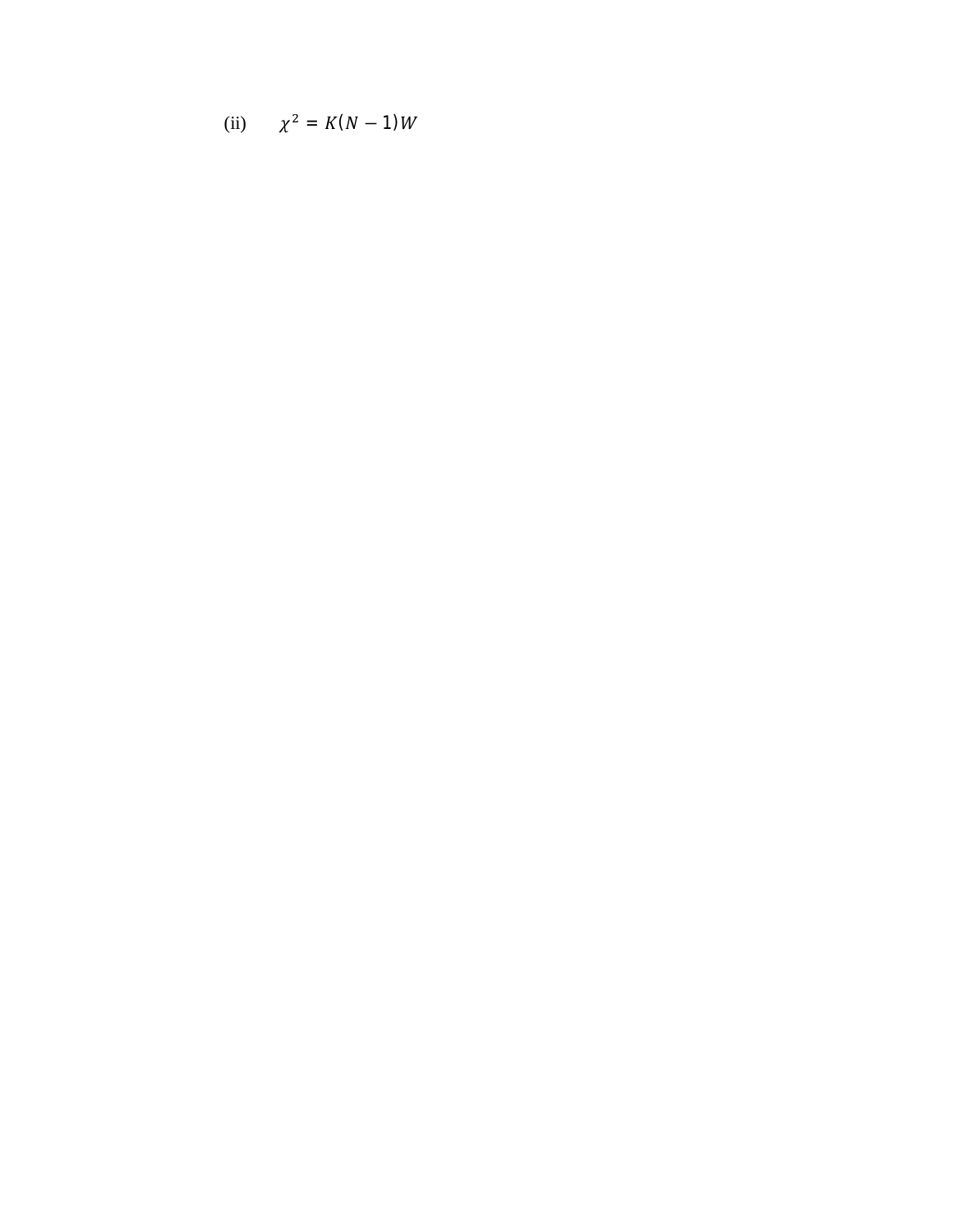(ii) $\chi^2 = K(N-1)W$